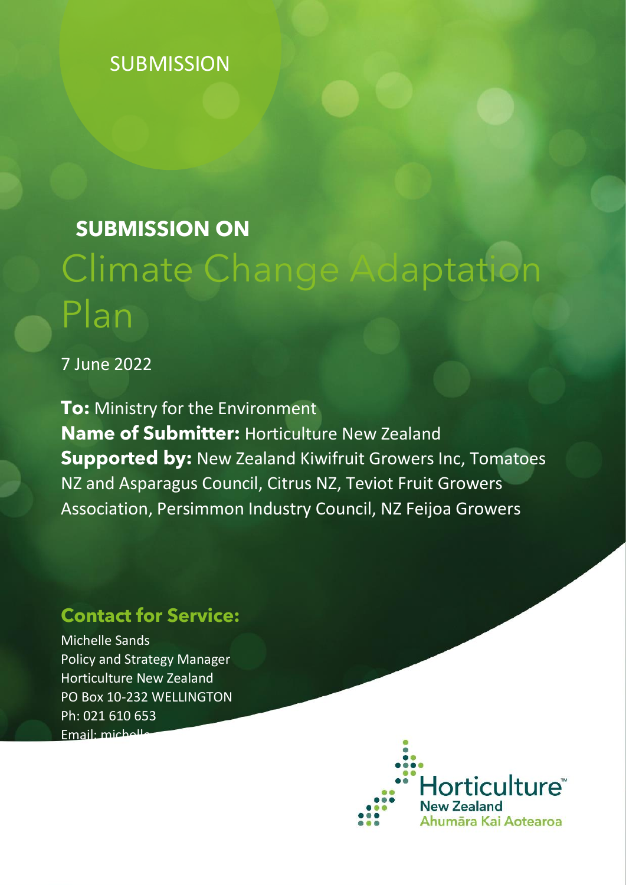SUBMISSION

**SUBMISSION ON**

# Climate Change Adaptation Plan

7 June 2022

**To:** Ministry for the Environment
**Name of Submitter:** Horticulture New Zealand
**Supported by:** New Zealand Kiwifruit Growers Inc, Tomatoes NZ and Asparagus Council, Citrus NZ, Teviot Fruit Growers Association, Persimmon Industry Council, NZ Feijoa Growers

## Contact for Service:

Michelle Sands
Policy and Strategy Manager
Horticulture New Zealand
PO Box 10-232 WELLINGTON
Ph: 021 610 653
Email: michelle

Horticulture New Zealand
Ahumāra Kai Aotearoa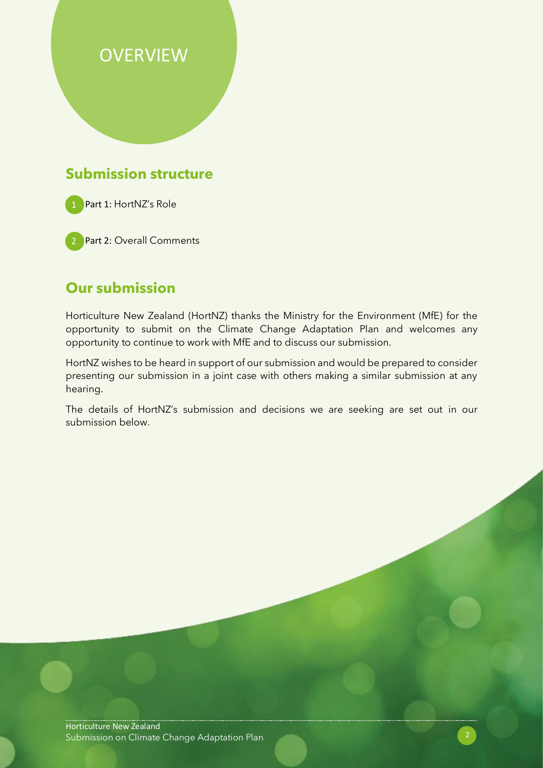# OVERVIEW

## Submission structure

1. Part 1: HortNZ's Role

2. Part 2: Overall Comments

## Our submission

Horticulture New Zealand (HortNZ) thanks the Ministry for the Environment (MfE) for the opportunity to submit on the Climate Change Adaptation Plan and welcomes any opportunity to continue to work with MfE and to discuss our submission.

HortNZ wishes to be heard in support of our submission and would be prepared to consider presenting our submission in a joint case with others making a similar submission at any hearing.

The details of HortNZ's submission and decisions we are seeking are set out in our submission below.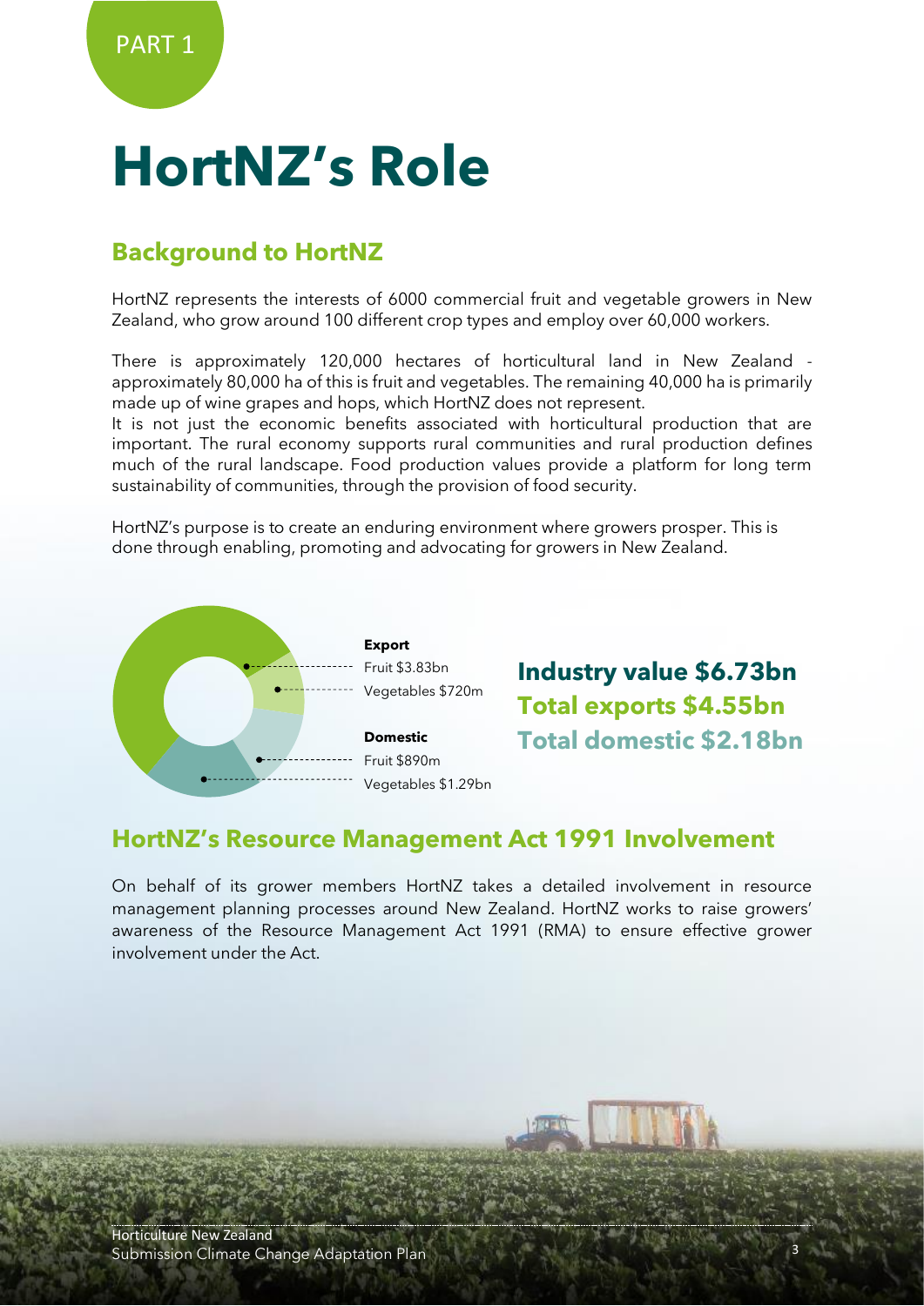PART 1

# HortNZ's Role

## Background to HortNZ

HortNZ represents the interests of 6000 commercial fruit and vegetable growers in New Zealand, who grow around 100 different crop types and employ over 60,000 workers.

There is approximately 120,000 hectares of horticultural land in New Zealand - approximately 80,000 ha of this is fruit and vegetables. The remaining 40,000 ha is primarily made up of wine grapes and hops, which HortNZ does not represent.
It is not just the economic benefits associated with horticultural production that are important. The rural economy supports rural communities and rural production defines much of the rural landscape. Food production values provide a platform for long term sustainability of communities, through the provision of food security.

HortNZ's purpose is to create an enduring environment where growers prosper. This is done through enabling, promoting and advocating for growers in New Zealand.

**Export**
Fruit $3.83bn
Vegetables $720m

**Domestic**
Fruit $890m
Vegetables $1.29bn

**Industry value $6.73bn**
**Total exports $4.55bn**
**Total domestic $2.18bn**

## HortNZ's Resource Management Act 1991 Involvement

On behalf of its grower members HortNZ takes a detailed involvement in resource management planning processes around New Zealand. HortNZ works to raise growers' awareness of the Resource Management Act 1991 (RMA) to ensure effective grower involvement under the Act.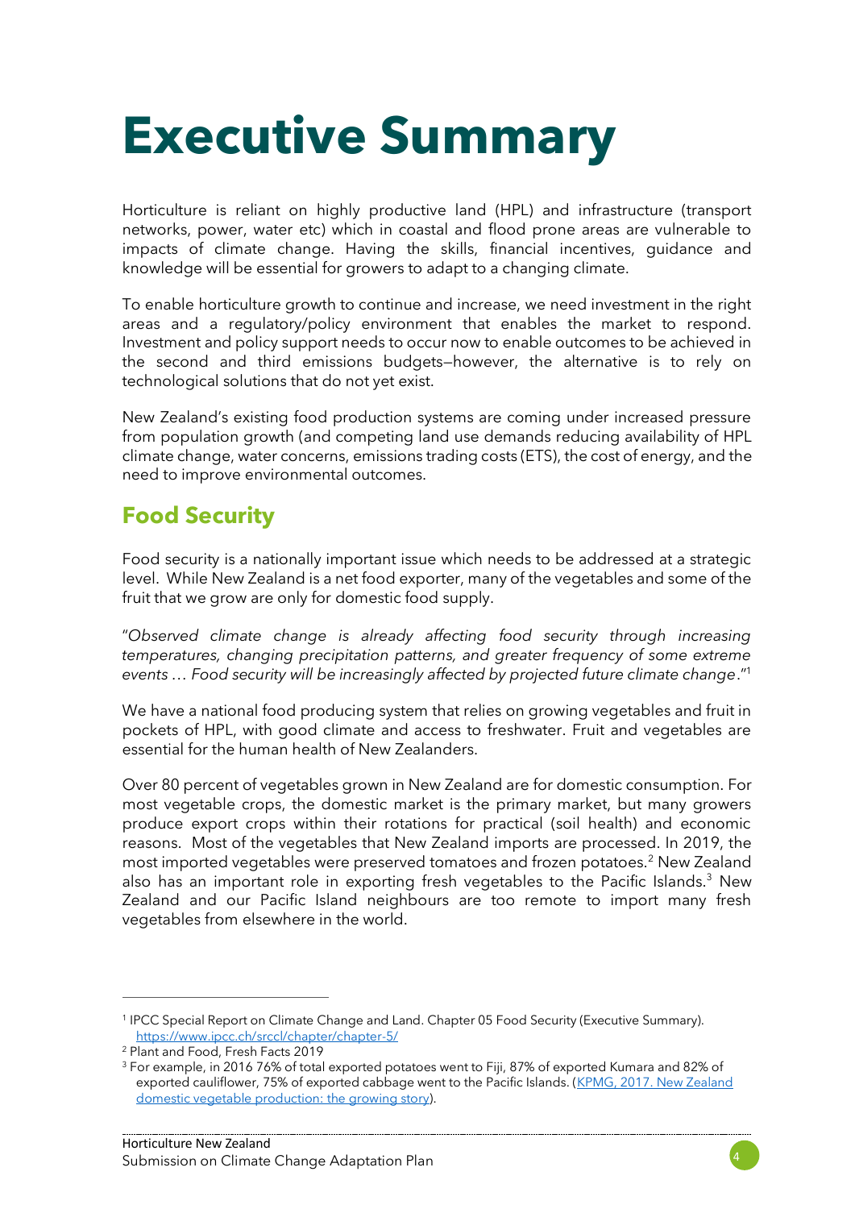# Executive Summary

Horticulture is reliant on highly productive land (HPL) and infrastructure (transport networks, power, water etc) which in coastal and flood prone areas are vulnerable to impacts of climate change. Having the skills, financial incentives, guidance and knowledge will be essential for growers to adapt to a changing climate.

To enable horticulture growth to continue and increase, we need investment in the right areas and a regulatory/policy environment that enables the market to respond. Investment and policy support needs to occur now to enable outcomes to be achieved in the second and third emissions budgets—however, the alternative is to rely on technological solutions that do not yet exist.

New Zealand's existing food production systems are coming under increased pressure from population growth (and competing land use demands reducing availability of HPL climate change, water concerns, emissions trading costs (ETS), the cost of energy, and the need to improve environmental outcomes.

## Food Security

Food security is a nationally important issue which needs to be addressed at a strategic level. While New Zealand is a net food exporter, many of the vegetables and some of the fruit that we grow are only for domestic food supply.

"*Observed climate change is already affecting food security through increasing temperatures, changing precipitation patterns, and greater frequency of some extreme events … Food security will be increasingly affected by projected future climate change*."[1]

We have a national food producing system that relies on growing vegetables and fruit in pockets of HPL, with good climate and access to freshwater. Fruit and vegetables are essential for the human health of New Zealanders.

Over 80 percent of vegetables grown in New Zealand are for domestic consumption. For most vegetable crops, the domestic market is the primary market, but many growers produce export crops within their rotations for practical (soil health) and economic reasons. Most of the vegetables that New Zealand imports are processed. In 2019, the most imported vegetables were preserved tomatoes and frozen potatoes.[2] New Zealand also has an important role in exporting fresh vegetables to the Pacific Islands.[3] New Zealand and our Pacific Island neighbours are too remote to import many fresh vegetables from elsewhere in the world.

---

[1] IPCC Special Report on Climate Change and Land. Chapter 05 Food Security (Executive Summary). https://www.ipcc.ch/srccl/chapter/chapter-5/

[2] Plant and Food, Fresh Facts 2019

[3] For example, in 2016 76% of total exported potatoes went to Fiji, 87% of exported Kumara and 82% of exported cauliflower, 75% of exported cabbage went to the Pacific Islands. (KPMG, 2017. New Zealand domestic vegetable production: the growing story).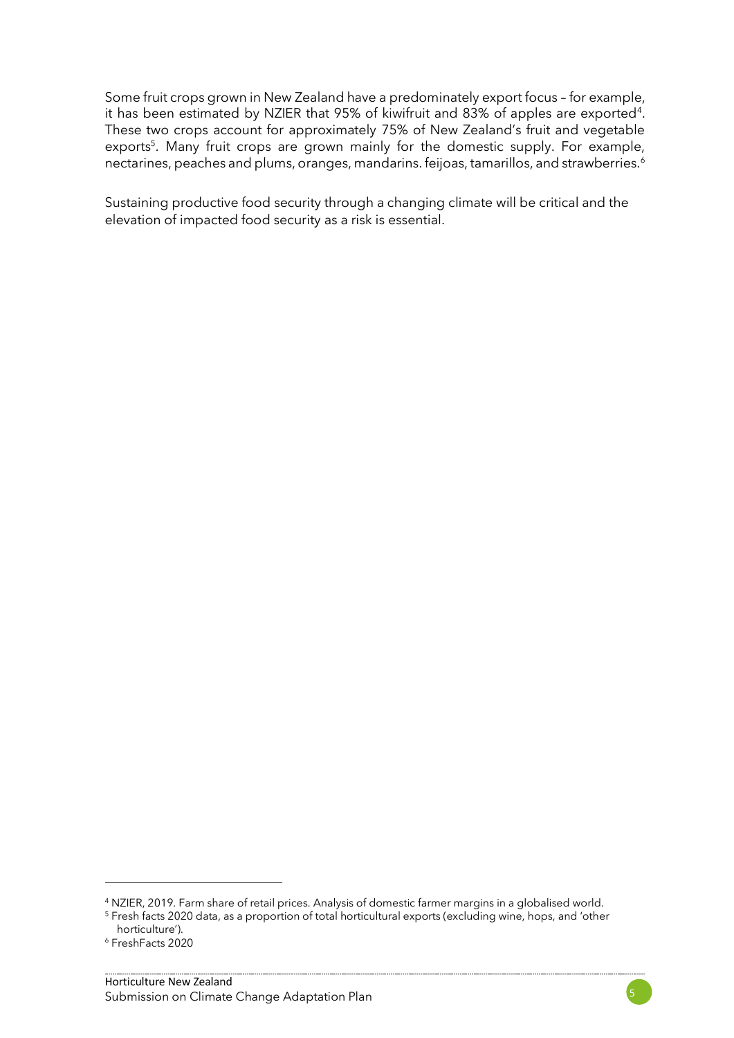Some fruit crops grown in New Zealand have a predominately export focus – for example, it has been estimated by NZIER that 95% of kiwifruit and 83% of apples are exported[4]. These two crops account for approximately 75% of New Zealand's fruit and vegetable exports[5]. Many fruit crops are grown mainly for the domestic supply. For example, nectarines, peaches and plums, oranges, mandarins. feijoas, tamarillos, and strawberries.[6]

Sustaining productive food security through a changing climate will be critical and the elevation of impacted food security as a risk is essential.

---

[4] NZIER, 2019. Farm share of retail prices. Analysis of domestic farmer margins in a globalised world.

[5] Fresh facts 2020 data, as a proportion of total horticultural exports (excluding wine, hops, and 'other horticulture').

[6] FreshFacts 2020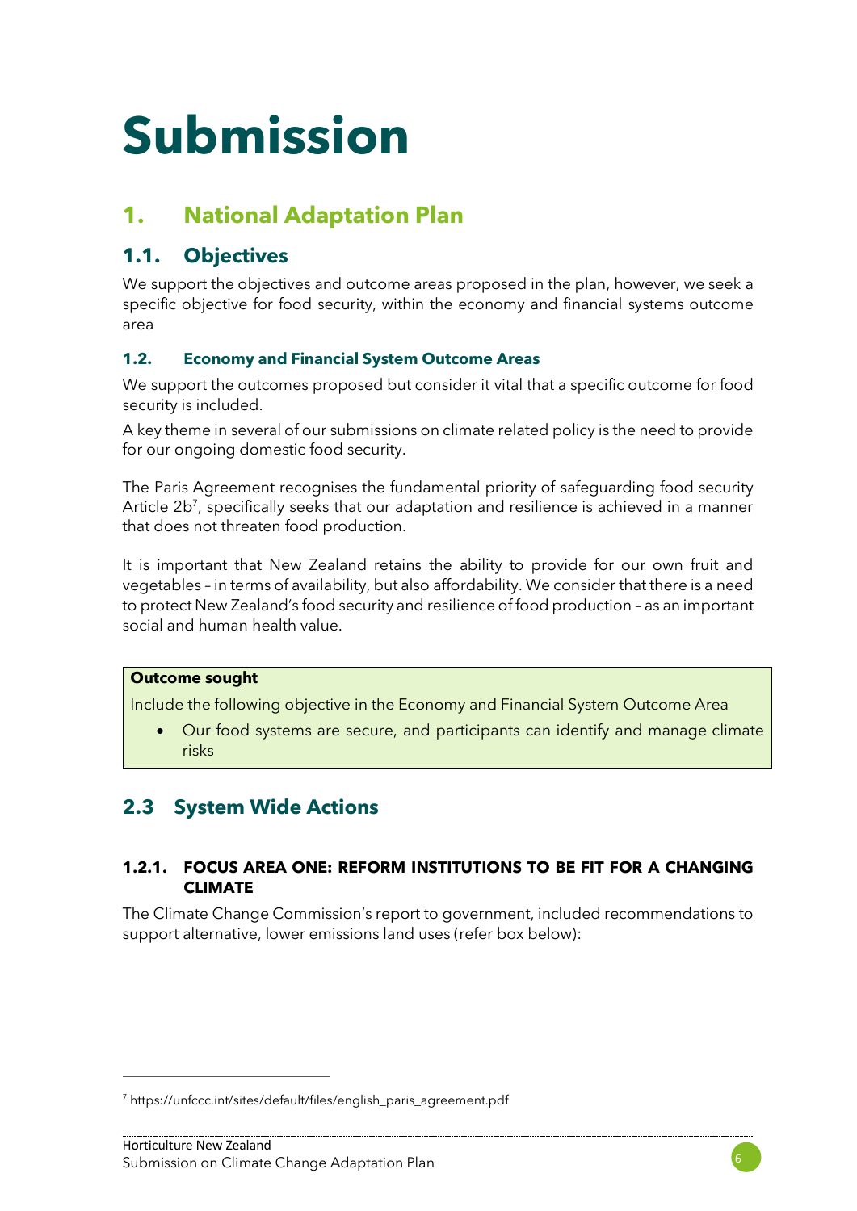# Submission

## 1. National Adaptation Plan

### 1.1. Objectives

We support the objectives and outcome areas proposed in the plan, however, we seek a specific objective for food security, within the economy and financial systems outcome area

#### 1.2. Economy and Financial System Outcome Areas

We support the outcomes proposed but consider it vital that a specific outcome for food security is included.

A key theme in several of our submissions on climate related policy is the need to provide for our ongoing domestic food security.

The Paris Agreement recognises the fundamental priority of safeguarding food security Article 2b[7], specifically seeks that our adaptation and resilience is achieved in a manner that does not threaten food production.

It is important that New Zealand retains the ability to provide for our own fruit and vegetables – in terms of availability, but also affordability. We consider that there is a need to protect New Zealand's food security and resilience of food production – as an important social and human health value.

> **Outcome sought**
>
> Include the following objective in the Economy and Financial System Outcome Area
>
> - Our food systems are secure, and participants can identify and manage climate risks

## 2.3 System Wide Actions

#### 1.2.1. FOCUS AREA ONE: REFORM INSTITUTIONS TO BE FIT FOR A CHANGING CLIMATE

The Climate Change Commission's report to government, included recommendations to support alternative, lower emissions land uses (refer box below):

---

[7] https://unfccc.int/sites/default/files/english_paris_agreement.pdf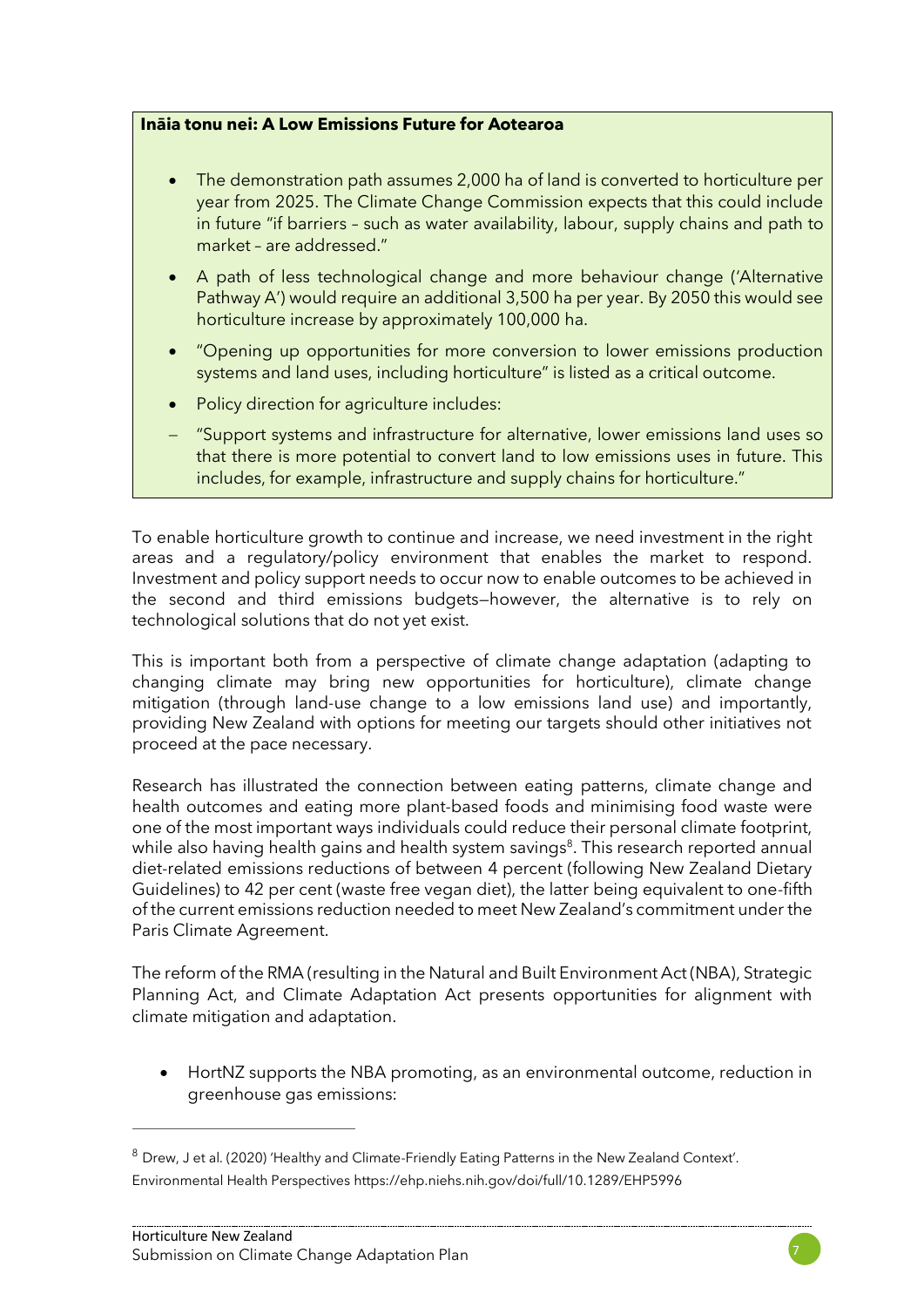**Ināia tonu nei: A Low Emissions Future for Aotearoa**

- The demonstration path assumes 2,000 ha of land is converted to horticulture per year from 2025. The Climate Change Commission expects that this could include in future "if barriers – such as water availability, labour, supply chains and path to market – are addressed."
- A path of less technological change and more behaviour change ('Alternative Pathway A') would require an additional 3,500 ha per year. By 2050 this would see horticulture increase by approximately 100,000 ha.
- "Opening up opportunities for more conversion to lower emissions production systems and land uses, including horticulture" is listed as a critical outcome.
- Policy direction for agriculture includes:
  - "Support systems and infrastructure for alternative, lower emissions land uses so that there is more potential to convert land to low emissions uses in future. This includes, for example, infrastructure and supply chains for horticulture."

To enable horticulture growth to continue and increase, we need investment in the right areas and a regulatory/policy environment that enables the market to respond. Investment and policy support needs to occur now to enable outcomes to be achieved in the second and third emissions budgets—however, the alternative is to rely on technological solutions that do not yet exist.

This is important both from a perspective of climate change adaptation (adapting to changing climate may bring new opportunities for horticulture), climate change mitigation (through land-use change to a low emissions land use) and importantly, providing New Zealand with options for meeting our targets should other initiatives not proceed at the pace necessary.

Research has illustrated the connection between eating patterns, climate change and health outcomes and eating more plant-based foods and minimising food waste were one of the most important ways individuals could reduce their personal climate footprint, while also having health gains and health system savings[8]. This research reported annual diet-related emissions reductions of between 4 percent (following New Zealand Dietary Guidelines) to 42 per cent (waste free vegan diet), the latter being equivalent to one-fifth of the current emissions reduction needed to meet New Zealand's commitment under the Paris Climate Agreement.

The reform of the RMA (resulting in the Natural and Built Environment Act (NBA), Strategic Planning Act, and Climate Adaptation Act presents opportunities for alignment with climate mitigation and adaptation.

- HortNZ supports the NBA promoting, as an environmental outcome, reduction in greenhouse gas emissions:

[8] Drew, J et al. (2020) 'Healthy and Climate-Friendly Eating Patterns in the New Zealand Context'. Environmental Health Perspectives https://ehp.niehs.nih.gov/doi/full/10.1289/EHP5996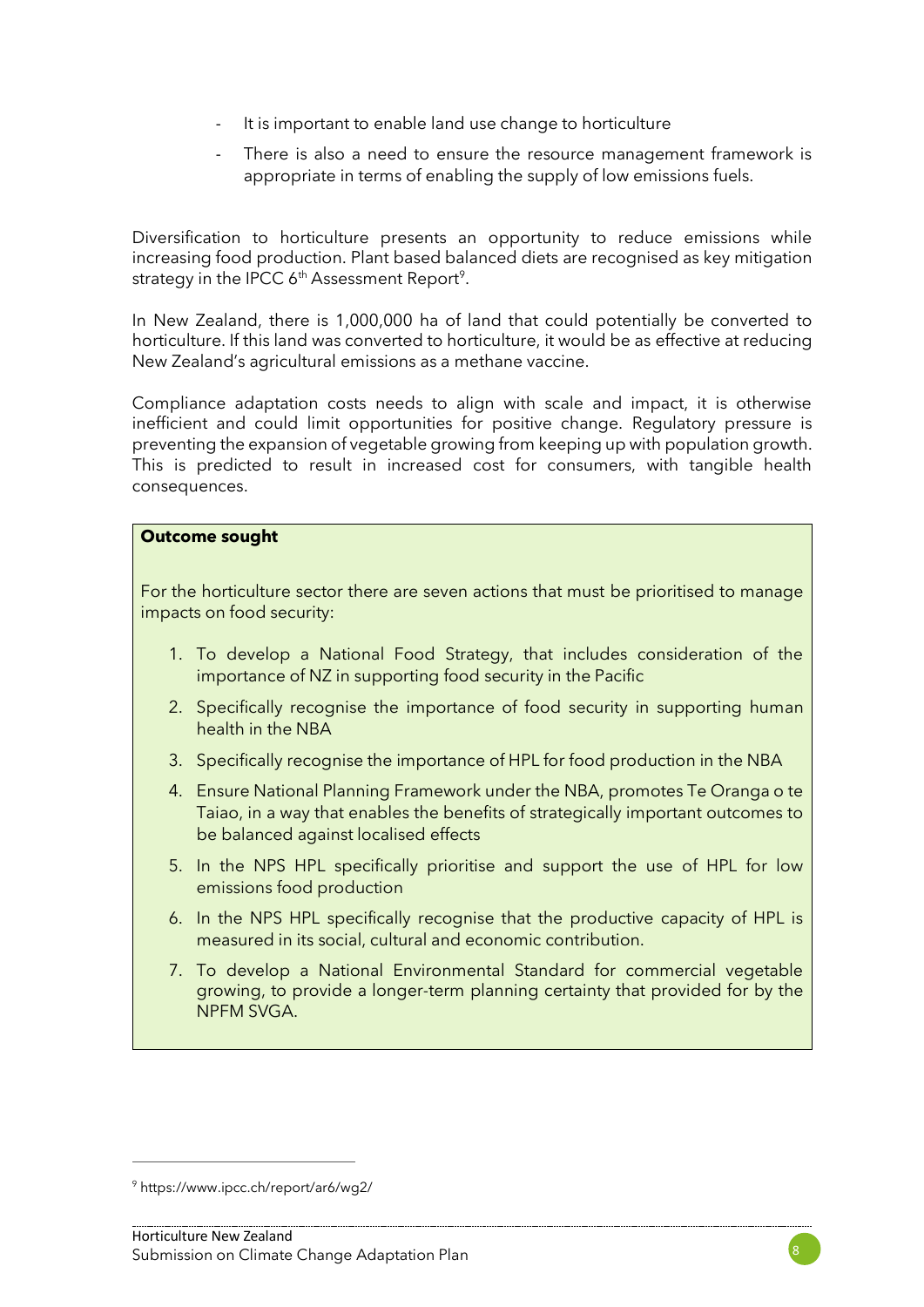- It is important to enable land use change to horticulture
- There is also a need to ensure the resource management framework is appropriate in terms of enabling the supply of low emissions fuels.

Diversification to horticulture presents an opportunity to reduce emissions while increasing food production. Plant based balanced diets are recognised as key mitigation strategy in the IPCC 6th Assessment Report[9].

In New Zealand, there is 1,000,000 ha of land that could potentially be converted to horticulture. If this land was converted to horticulture, it would be as effective at reducing New Zealand's agricultural emissions as a methane vaccine.

Compliance adaptation costs needs to align with scale and impact, it is otherwise inefficient and could limit opportunities for positive change. Regulatory pressure is preventing the expansion of vegetable growing from keeping up with population growth. This is predicted to result in increased cost for consumers, with tangible health consequences.

**Outcome sought**

For the horticulture sector there are seven actions that must be prioritised to manage impacts on food security:

1. To develop a National Food Strategy, that includes consideration of the importance of NZ in supporting food security in the Pacific
2. Specifically recognise the importance of food security in supporting human health in the NBA
3. Specifically recognise the importance of HPL for food production in the NBA
4. Ensure National Planning Framework under the NBA, promotes Te Oranga o te Taiao, in a way that enables the benefits of strategically important outcomes to be balanced against localised effects
5. In the NPS HPL specifically prioritise and support the use of HPL for low emissions food production
6. In the NPS HPL specifically recognise that the productive capacity of HPL is measured in its social, cultural and economic contribution.
7. To develop a National Environmental Standard for commercial vegetable growing, to provide a longer-term planning certainty that provided for by the NPFM SVGA.

[9] https://www.ipcc.ch/report/ar6/wg2/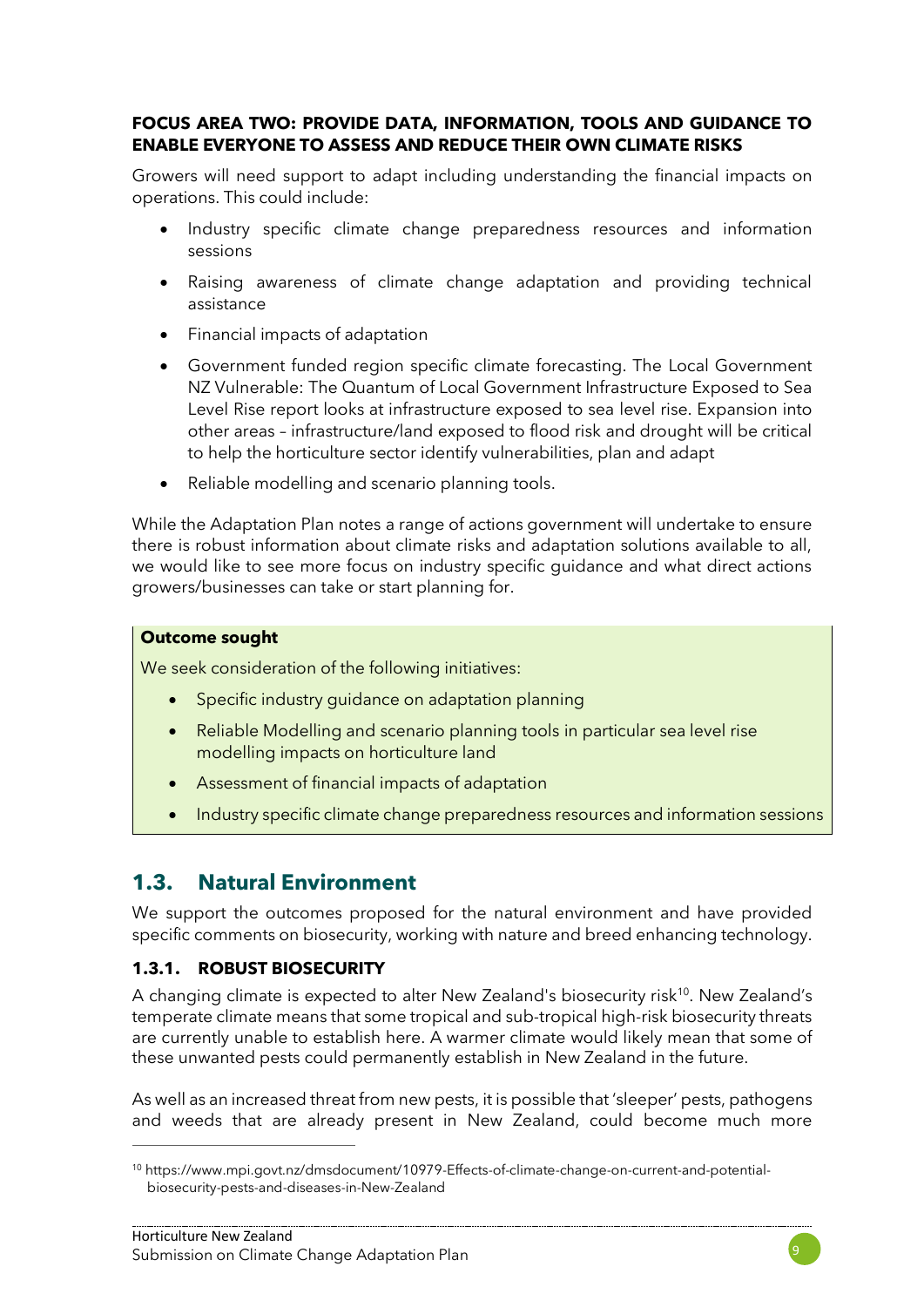**FOCUS AREA TWO: PROVIDE DATA, INFORMATION, TOOLS AND GUIDANCE TO ENABLE EVERYONE TO ASSESS AND REDUCE THEIR OWN CLIMATE RISKS**

Growers will need support to adapt including understanding the financial impacts on operations. This could include:

- Industry specific climate change preparedness resources and information sessions
- Raising awareness of climate change adaptation and providing technical assistance
- Financial impacts of adaptation
- Government funded region specific climate forecasting. The Local Government NZ Vulnerable: The Quantum of Local Government Infrastructure Exposed to Sea Level Rise report looks at infrastructure exposed to sea level rise. Expansion into other areas – infrastructure/land exposed to flood risk and drought will be critical to help the horticulture sector identify vulnerabilities, plan and adapt
- Reliable modelling and scenario planning tools.

While the Adaptation Plan notes a range of actions government will undertake to ensure there is robust information about climate risks and adaptation solutions available to all, we would like to see more focus on industry specific guidance and what direct actions growers/businesses can take or start planning for.

**Outcome sought**

We seek consideration of the following initiatives:

- Specific industry guidance on adaptation planning
- Reliable Modelling and scenario planning tools in particular sea level rise modelling impacts on horticulture land
- Assessment of financial impacts of adaptation
- Industry specific climate change preparedness resources and information sessions

## 1.3. Natural Environment

We support the outcomes proposed for the natural environment and have provided specific comments on biosecurity, working with nature and breed enhancing technology.

### 1.3.1. ROBUST BIOSECURITY

A changing climate is expected to alter New Zealand's biosecurity risk[10]. New Zealand's temperate climate means that some tropical and sub-tropical high-risk biosecurity threats are currently unable to establish here. A warmer climate would likely mean that some of these unwanted pests could permanently establish in New Zealand in the future.

As well as an increased threat from new pests, it is possible that 'sleeper' pests, pathogens and weeds that are already present in New Zealand, could become much more

[10] https://www.mpi.govt.nz/dmsdocument/10979-Effects-of-climate-change-on-current-and-potential-biosecurity-pests-and-diseases-in-New-Zealand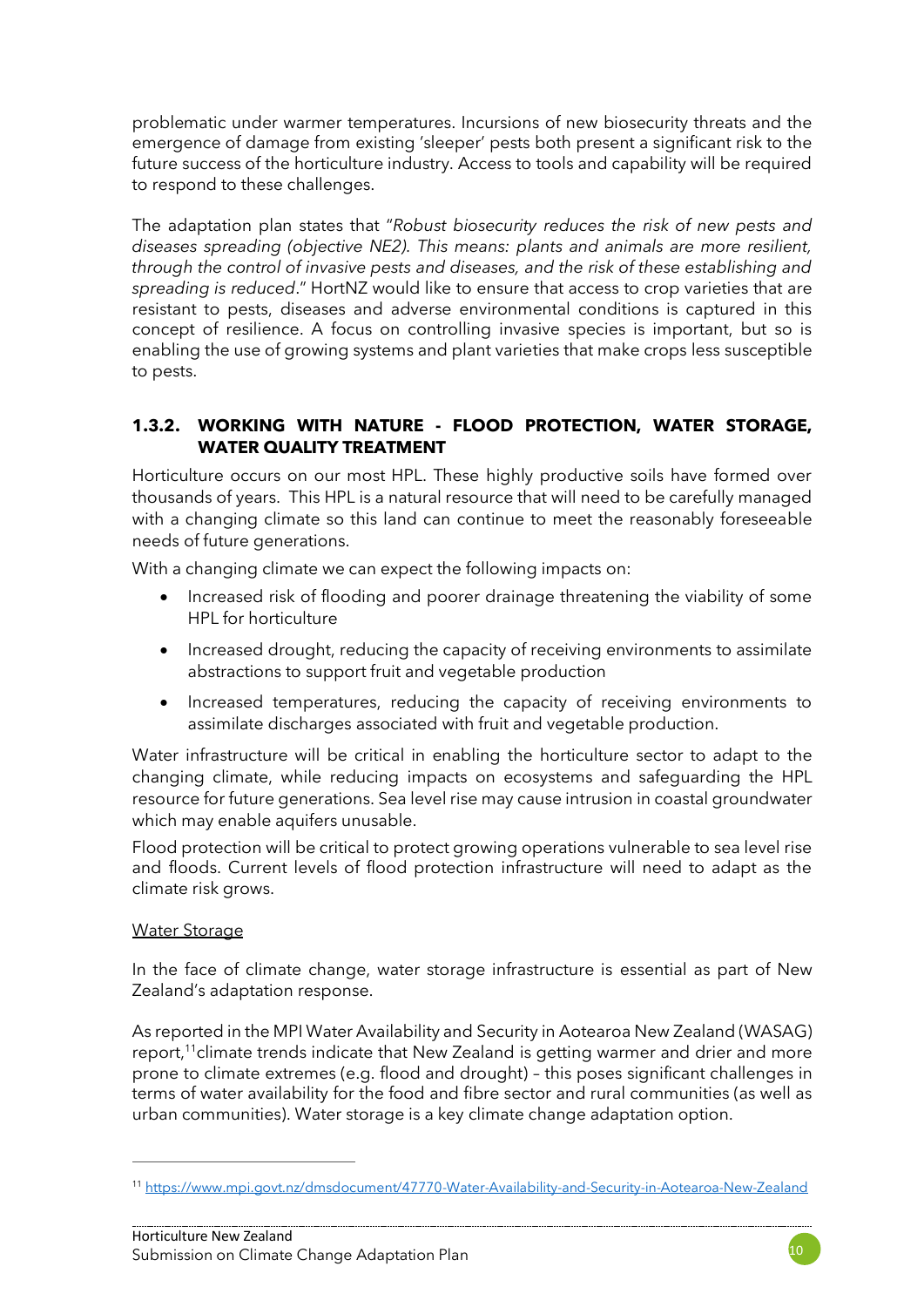problematic under warmer temperatures. Incursions of new biosecurity threats and the emergence of damage from existing 'sleeper' pests both present a significant risk to the future success of the horticulture industry. Access to tools and capability will be required to respond to these challenges.

The adaptation plan states that "*Robust biosecurity reduces the risk of new pests and diseases spreading (objective NE2). This means: plants and animals are more resilient, through the control of invasive pests and diseases, and the risk of these establishing and spreading is reduced*." HortNZ would like to ensure that access to crop varieties that are resistant to pests, diseases and adverse environmental conditions is captured in this concept of resilience. A focus on controlling invasive species is important, but so is enabling the use of growing systems and plant varieties that make crops less susceptible to pests.

### 1.3.2. WORKING WITH NATURE - FLOOD PROTECTION, WATER STORAGE, WATER QUALITY TREATMENT

Horticulture occurs on our most HPL. These highly productive soils have formed over thousands of years. This HPL is a natural resource that will need to be carefully managed with a changing climate so this land can continue to meet the reasonably foreseeable needs of future generations.

With a changing climate we can expect the following impacts on:

- Increased risk of flooding and poorer drainage threatening the viability of some HPL for horticulture
- Increased drought, reducing the capacity of receiving environments to assimilate abstractions to support fruit and vegetable production
- Increased temperatures, reducing the capacity of receiving environments to assimilate discharges associated with fruit and vegetable production.

Water infrastructure will be critical in enabling the horticulture sector to adapt to the changing climate, while reducing impacts on ecosystems and safeguarding the HPL resource for future generations. Sea level rise may cause intrusion in coastal groundwater which may enable aquifers unusable.

Flood protection will be critical to protect growing operations vulnerable to sea level rise and floods. Current levels of flood protection infrastructure will need to adapt as the climate risk grows.

<u>Water Storage</u>

In the face of climate change, water storage infrastructure is essential as part of New Zealand's adaptation response.

As reported in the MPI Water Availability and Security in Aotearoa New Zealand (WASAG) report,[11] climate trends indicate that New Zealand is getting warmer and drier and more prone to climate extremes (e.g. flood and drought) – this poses significant challenges in terms of water availability for the food and fibre sector and rural communities (as well as urban communities). Water storage is a key climate change adaptation option.

---

[11] https://www.mpi.govt.nz/dmsdocument/47770-Water-Availability-and-Security-in-Aotearoa-New-Zealand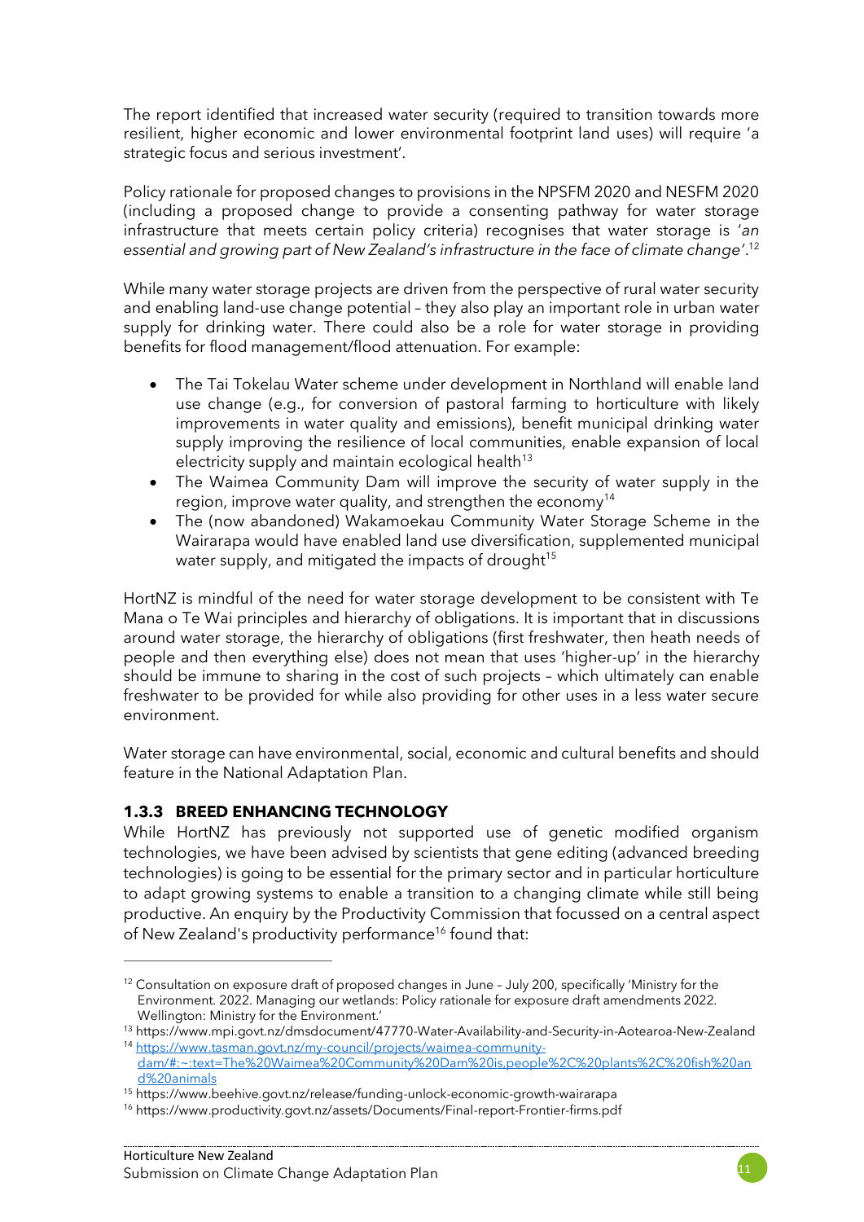The report identified that increased water security (required to transition towards more resilient, higher economic and lower environmental footprint land uses) will require 'a strategic focus and serious investment'.

Policy rationale for proposed changes to provisions in the NPSFM 2020 and NESFM 2020 (including a proposed change to provide a consenting pathway for water storage infrastructure that meets certain policy criteria) recognises that water storage is '*an essential and growing part of New Zealand's infrastructure in the face of climate change*'.[12]

While many water storage projects are driven from the perspective of rural water security and enabling land-use change potential – they also play an important role in urban water supply for drinking water. There could also be a role for water storage in providing benefits for flood management/flood attenuation. For example:

- The Tai Tokelau Water scheme under development in Northland will enable land use change (e.g., for conversion of pastoral farming to horticulture with likely improvements in water quality and emissions), benefit municipal drinking water supply improving the resilience of local communities, enable expansion of local electricity supply and maintain ecological health[13]
- The Waimea Community Dam will improve the security of water supply in the region, improve water quality, and strengthen the economy[14]
- The (now abandoned) Wakamoekau Community Water Storage Scheme in the Wairarapa would have enabled land use diversification, supplemented municipal water supply, and mitigated the impacts of drought[15]

HortNZ is mindful of the need for water storage development to be consistent with Te Mana o Te Wai principles and hierarchy of obligations. It is important that in discussions around water storage, the hierarchy of obligations (first freshwater, then heath needs of people and then everything else) does not mean that uses 'higher-up' in the hierarchy should be immune to sharing in the cost of such projects – which ultimately can enable freshwater to be provided for while also providing for other uses in a less water secure environment.

Water storage can have environmental, social, economic and cultural benefits and should feature in the National Adaptation Plan.

### 1.3.3 BREED ENHANCING TECHNOLOGY

While HortNZ has previously not supported use of genetic modified organism technologies, we have been advised by scientists that gene editing (advanced breeding technologies) is going to be essential for the primary sector and in particular horticulture to adapt growing systems to enable a transition to a changing climate while still being productive. An enquiry by the Productivity Commission that focussed on a central aspect of New Zealand's productivity performance[16] found that:

---

[12] Consultation on exposure draft of proposed changes in June – July 200, specifically 'Ministry for the Environment. 2022. Managing our wetlands: Policy rationale for exposure draft amendments 2022. Wellington: Ministry for the Environment.'

[13] https://www.mpi.govt.nz/dmsdocument/47770-Water-Availability-and-Security-in-Aotearoa-New-Zealand

[14] https://www.tasman.govt.nz/my-council/projects/waimea-community-dam/#:~:text=The%20Waimea%20Community%20Dam%20is,people%2C%20plants%2C%20fish%20and%20animals

[15] https://www.beehive.govt.nz/release/funding-unlock-economic-growth-wairarapa

[16] https://www.productivity.govt.nz/assets/Documents/Final-report-Frontier-firms.pdf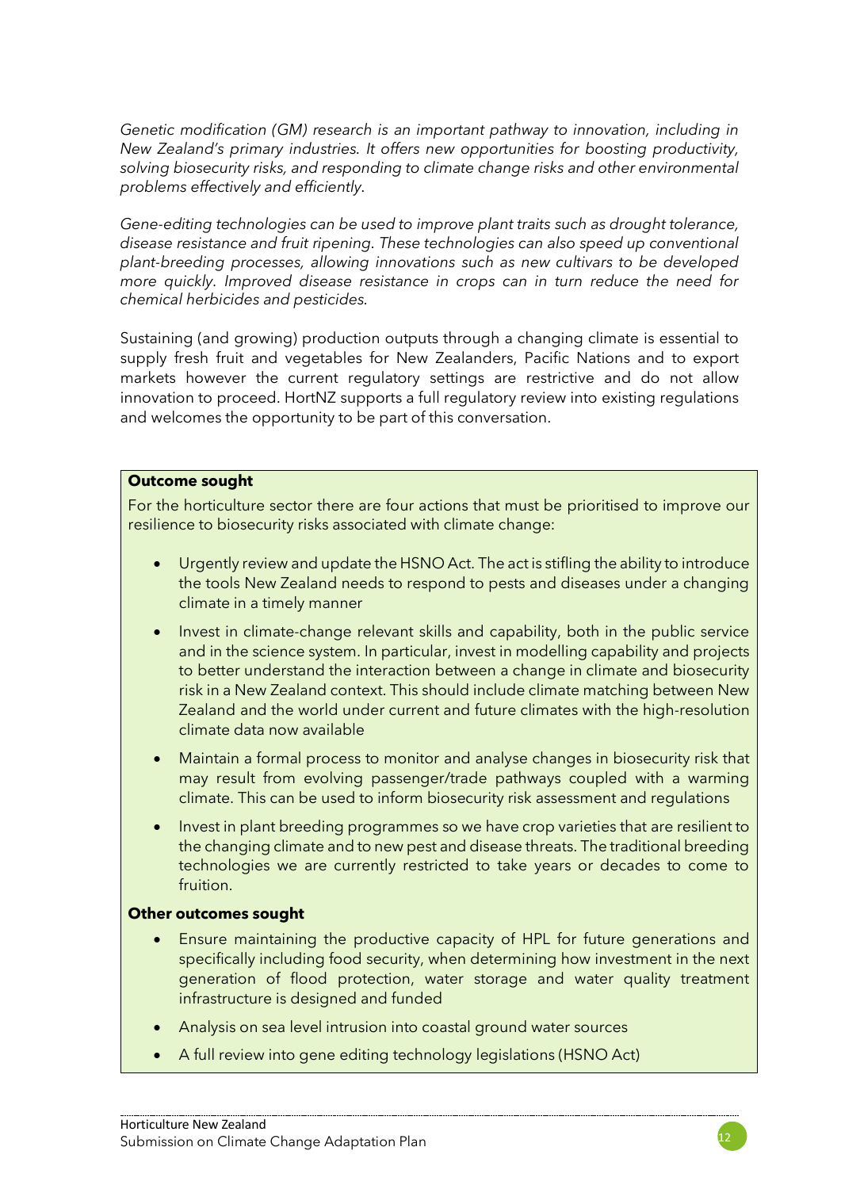*Genetic modification (GM) research is an important pathway to innovation, including in New Zealand's primary industries. It offers new opportunities for boosting productivity, solving biosecurity risks, and responding to climate change risks and other environmental problems effectively and efficiently.*

*Gene-editing technologies can be used to improve plant traits such as drought tolerance, disease resistance and fruit ripening. These technologies can also speed up conventional plant-breeding processes, allowing innovations such as new cultivars to be developed more quickly. Improved disease resistance in crops can in turn reduce the need for chemical herbicides and pesticides.*

Sustaining (and growing) production outputs through a changing climate is essential to supply fresh fruit and vegetables for New Zealanders, Pacific Nations and to export markets however the current regulatory settings are restrictive and do not allow innovation to proceed. HortNZ supports a full regulatory review into existing regulations and welcomes the opportunity to be part of this conversation.

**Outcome sought**

For the horticulture sector there are four actions that must be prioritised to improve our resilience to biosecurity risks associated with climate change:

- Urgently review and update the HSNO Act. The act is stifling the ability to introduce the tools New Zealand needs to respond to pests and diseases under a changing climate in a timely manner
- Invest in climate-change relevant skills and capability, both in the public service and in the science system. In particular, invest in modelling capability and projects to better understand the interaction between a change in climate and biosecurity risk in a New Zealand context. This should include climate matching between New Zealand and the world under current and future climates with the high-resolution climate data now available
- Maintain a formal process to monitor and analyse changes in biosecurity risk that may result from evolving passenger/trade pathways coupled with a warming climate. This can be used to inform biosecurity risk assessment and regulations
- Invest in plant breeding programmes so we have crop varieties that are resilient to the changing climate and to new pest and disease threats. The traditional breeding technologies we are currently restricted to take years or decades to come to fruition.

**Other outcomes sought**

- Ensure maintaining the productive capacity of HPL for future generations and specifically including food security, when determining how investment in the next generation of flood protection, water storage and water quality treatment infrastructure is designed and funded
- Analysis on sea level intrusion into coastal ground water sources
- A full review into gene editing technology legislations (HSNO Act)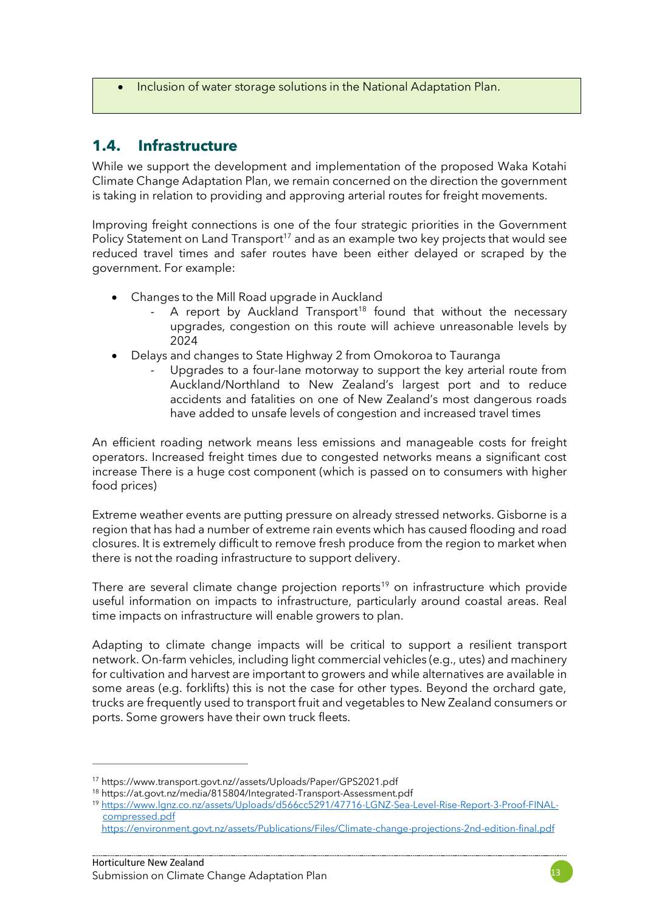- Inclusion of water storage solutions in the National Adaptation Plan.

## 1.4. Infrastructure

While we support the development and implementation of the proposed Waka Kotahi Climate Change Adaptation Plan, we remain concerned on the direction the government is taking in relation to providing and approving arterial routes for freight movements.

Improving freight connections is one of the four strategic priorities in the Government Policy Statement on Land Transport[17] and as an example two key projects that would see reduced travel times and safer routes have been either delayed or scraped by the government. For example:

- Changes to the Mill Road upgrade in Auckland
  - A report by Auckland Transport[18] found that without the necessary upgrades, congestion on this route will achieve unreasonable levels by 2024
- Delays and changes to State Highway 2 from Omokoroa to Tauranga
  - Upgrades to a four-lane motorway to support the key arterial route from Auckland/Northland to New Zealand's largest port and to reduce accidents and fatalities on one of New Zealand's most dangerous roads have added to unsafe levels of congestion and increased travel times

An efficient roading network means less emissions and manageable costs for freight operators. Increased freight times due to congested networks means a significant cost increase There is a huge cost component (which is passed on to consumers with higher food prices)

Extreme weather events are putting pressure on already stressed networks. Gisborne is a region that has had a number of extreme rain events which has caused flooding and road closures. It is extremely difficult to remove fresh produce from the region to market when there is not the roading infrastructure to support delivery.

There are several climate change projection reports[19] on infrastructure which provide useful information on impacts to infrastructure, particularly around coastal areas. Real time impacts on infrastructure will enable growers to plan.

Adapting to climate change impacts will be critical to support a resilient transport network. On-farm vehicles, including light commercial vehicles (e.g., utes) and machinery for cultivation and harvest are important to growers and while alternatives are available in some areas (e.g. forklifts) this is not the case for other types. Beyond the orchard gate, trucks are frequently used to transport fruit and vegetables to New Zealand consumers or ports. Some growers have their own truck fleets.

---

[17] https://www.transport.govt.nz//assets/Uploads/Paper/GPS2021.pdf

[18] https://at.govt.nz/media/815804/Integrated-Transport-Assessment.pdf

[19] https://www.lgnz.co.nz/assets/Uploads/d566cc5291/47716-LGNZ-Sea-Level-Rise-Report-3-Proof-FINAL-compressed.pdf
https://environment.govt.nz/assets/Publications/Files/Climate-change-projections-2nd-edition-final.pdf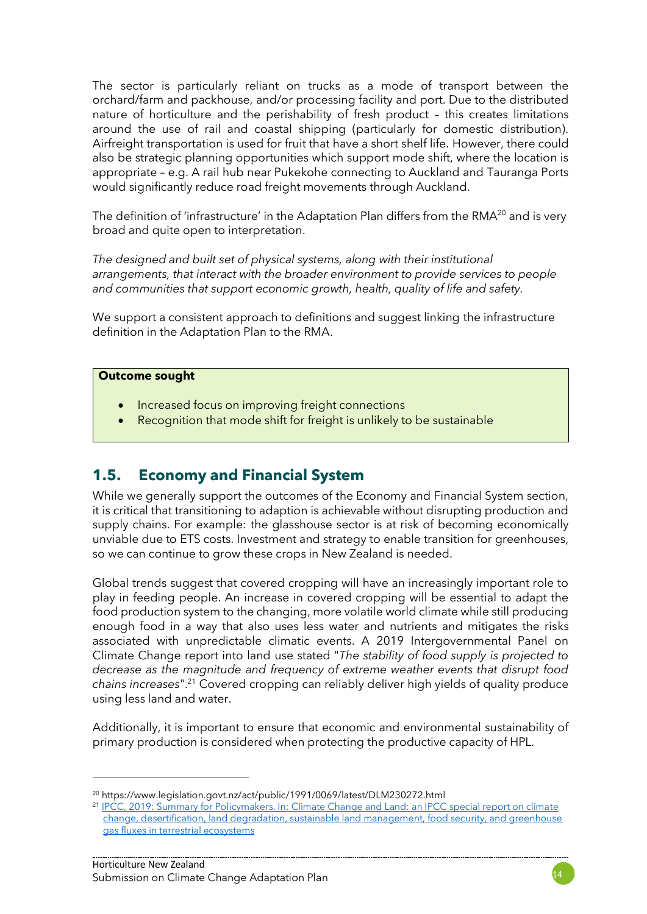The sector is particularly reliant on trucks as a mode of transport between the orchard/farm and packhouse, and/or processing facility and port. Due to the distributed nature of horticulture and the perishability of fresh product – this creates limitations around the use of rail and coastal shipping (particularly for domestic distribution). Airfreight transportation is used for fruit that have a short shelf life. However, there could also be strategic planning opportunities which support mode shift, where the location is appropriate – e.g. A rail hub near Pukekohe connecting to Auckland and Tauranga Ports would significantly reduce road freight movements through Auckland.

The definition of 'infrastructure' in the Adaptation Plan differs from the RMA[20] and is very broad and quite open to interpretation.

*The designed and built set of physical systems, along with their institutional arrangements, that interact with the broader environment to provide services to people and communities that support economic growth, health, quality of life and safety.*

We support a consistent approach to definitions and suggest linking the infrastructure definition in the Adaptation Plan to the RMA.

**Outcome sought**

- Increased focus on improving freight connections
- Recognition that mode shift for freight is unlikely to be sustainable

## 1.5. Economy and Financial System

While we generally support the outcomes of the Economy and Financial System section, it is critical that transitioning to adaption is achievable without disrupting production and supply chains. For example: the glasshouse sector is at risk of becoming economically unviable due to ETS costs. Investment and strategy to enable transition for greenhouses, so we can continue to grow these crops in New Zealand is needed.

Global trends suggest that covered cropping will have an increasingly important role to play in feeding people. An increase in covered cropping will be essential to adapt the food production system to the changing, more volatile world climate while still producing enough food in a way that also uses less water and nutrients and mitigates the risks associated with unpredictable climatic events. A 2019 Intergovernmental Panel on Climate Change report into land use stated "*The stability of food supply is projected to decrease as the magnitude and frequency of extreme weather events that disrupt food chains increases*".[21] Covered cropping can reliably deliver high yields of quality produce using less land and water.

Additionally, it is important to ensure that economic and environmental sustainability of primary production is considered when protecting the productive capacity of HPL.

---

[20] https://www.legislation.govt.nz/act/public/1991/0069/latest/DLM230272.html

[21] IPCC, 2019: Summary for Policymakers. In: Climate Change and Land: an IPCC special report on climate change, desertification, land degradation, sustainable land management, food security, and greenhouse gas fluxes in terrestrial ecosystems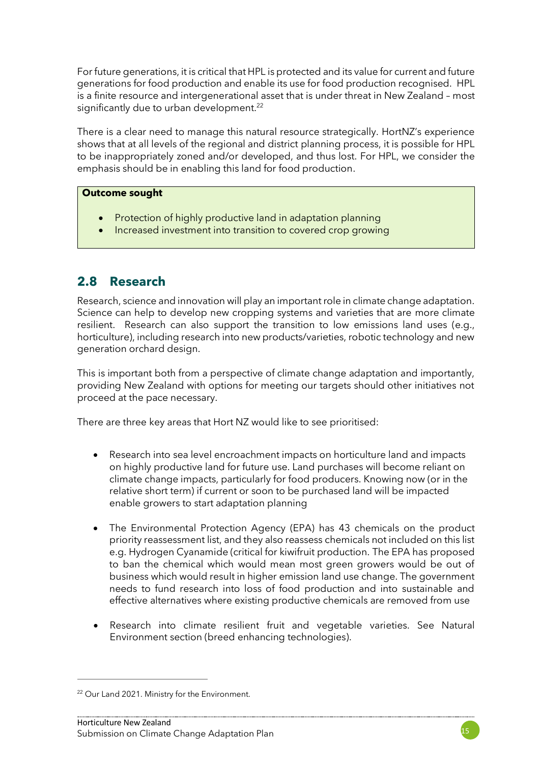For future generations, it is critical that HPL is protected and its value for current and future generations for food production and enable its use for food production recognised. HPL is a finite resource and intergenerational asset that is under threat in New Zealand – most significantly due to urban development.[22]

There is a clear need to manage this natural resource strategically. HortNZ's experience shows that at all levels of the regional and district planning process, it is possible for HPL to be inappropriately zoned and/or developed, and thus lost. For HPL, we consider the emphasis should be in enabling this land for food production.

**Outcome sought**

- Protection of highly productive land in adaptation planning
- Increased investment into transition to covered crop growing

## 2.8 Research

Research, science and innovation will play an important role in climate change adaptation. Science can help to develop new cropping systems and varieties that are more climate resilient. Research can also support the transition to low emissions land uses (e.g., horticulture), including research into new products/varieties, robotic technology and new generation orchard design.

This is important both from a perspective of climate change adaptation and importantly, providing New Zealand with options for meeting our targets should other initiatives not proceed at the pace necessary.

There are three key areas that Hort NZ would like to see prioritised:

- Research into sea level encroachment impacts on horticulture land and impacts on highly productive land for future use. Land purchases will become reliant on climate change impacts, particularly for food producers. Knowing now (or in the relative short term) if current or soon to be purchased land will be impacted enable growers to start adaptation planning

- The Environmental Protection Agency (EPA) has 43 chemicals on the product priority reassessment list, and they also reassess chemicals not included on this list e.g. Hydrogen Cyanamide (critical for kiwifruit production. The EPA has proposed to ban the chemical which would mean most green growers would be out of business which would result in higher emission land use change. The government needs to fund research into loss of food production and into sustainable and effective alternatives where existing productive chemicals are removed from use

- Research into climate resilient fruit and vegetable varieties. See Natural Environment section (breed enhancing technologies).

[22] Our Land 2021. Ministry for the Environment.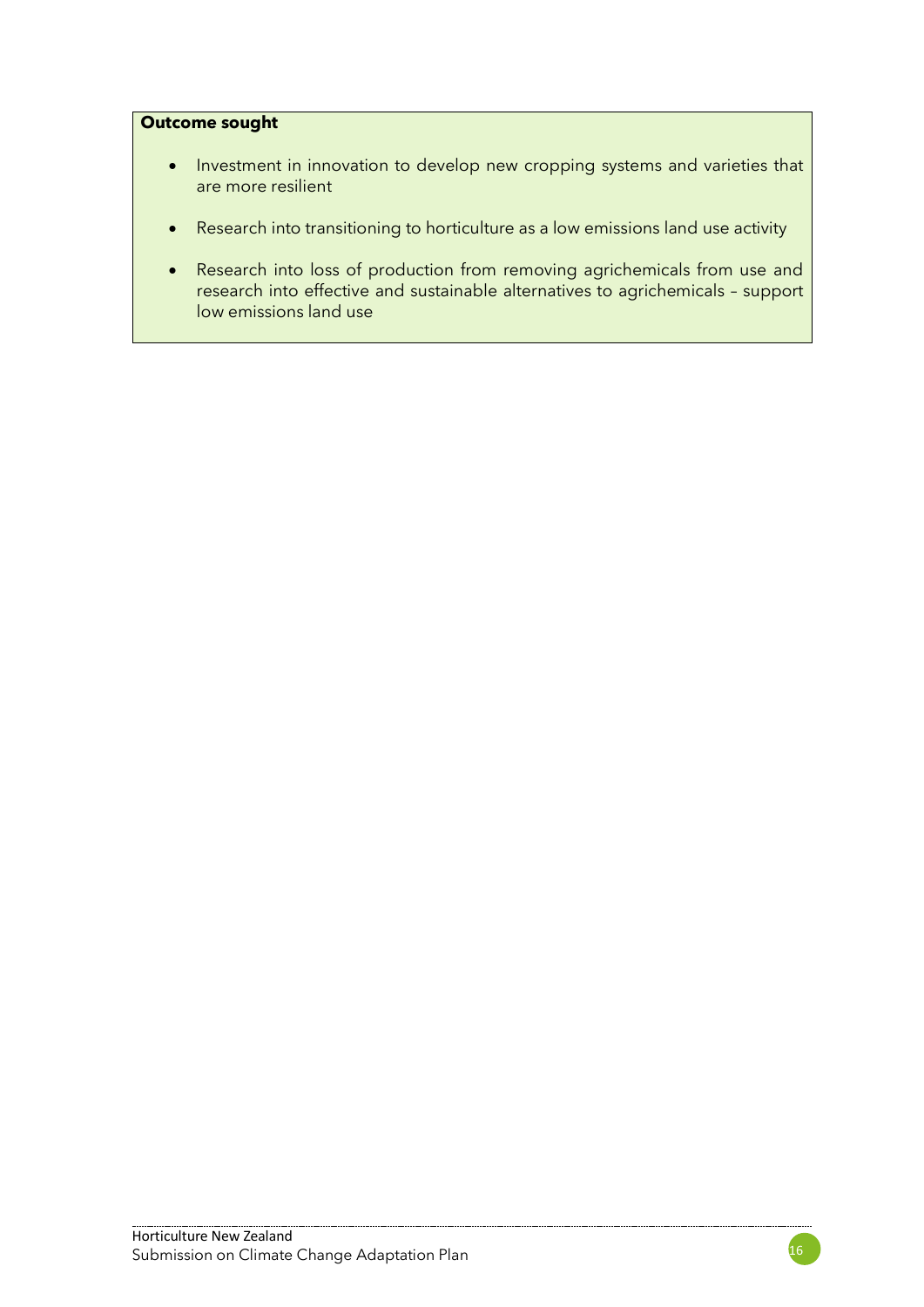**Outcome sought**

- Investment in innovation to develop new cropping systems and varieties that are more resilient
- Research into transitioning to horticulture as a low emissions land use activity
- Research into loss of production from removing agrichemicals from use and research into effective and sustainable alternatives to agrichemicals – support low emissions land use